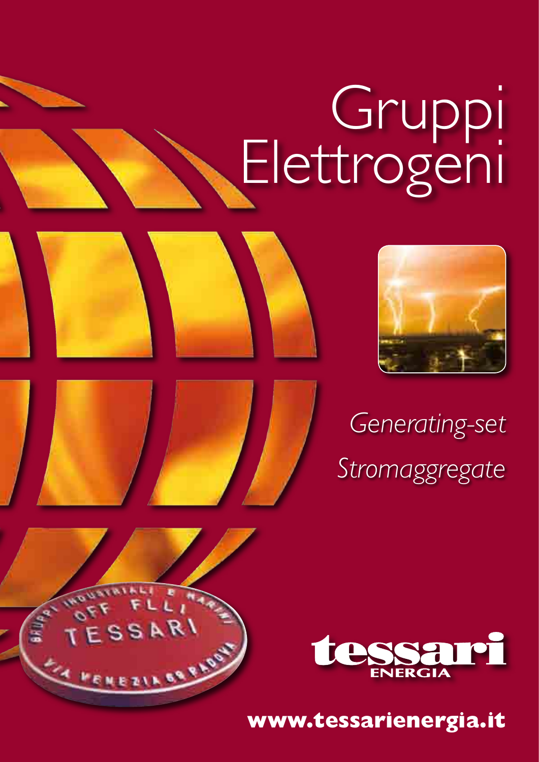# Gruppi Elettrogeni

*Generating-set*

*Stromaggregate*

GRUPPI INDUSTRIALI E MARINI OFF FLLI TESSARI VIA VENEZIA 69 PADOVA

tessari ENERGIA

**www.tessarienergia.it**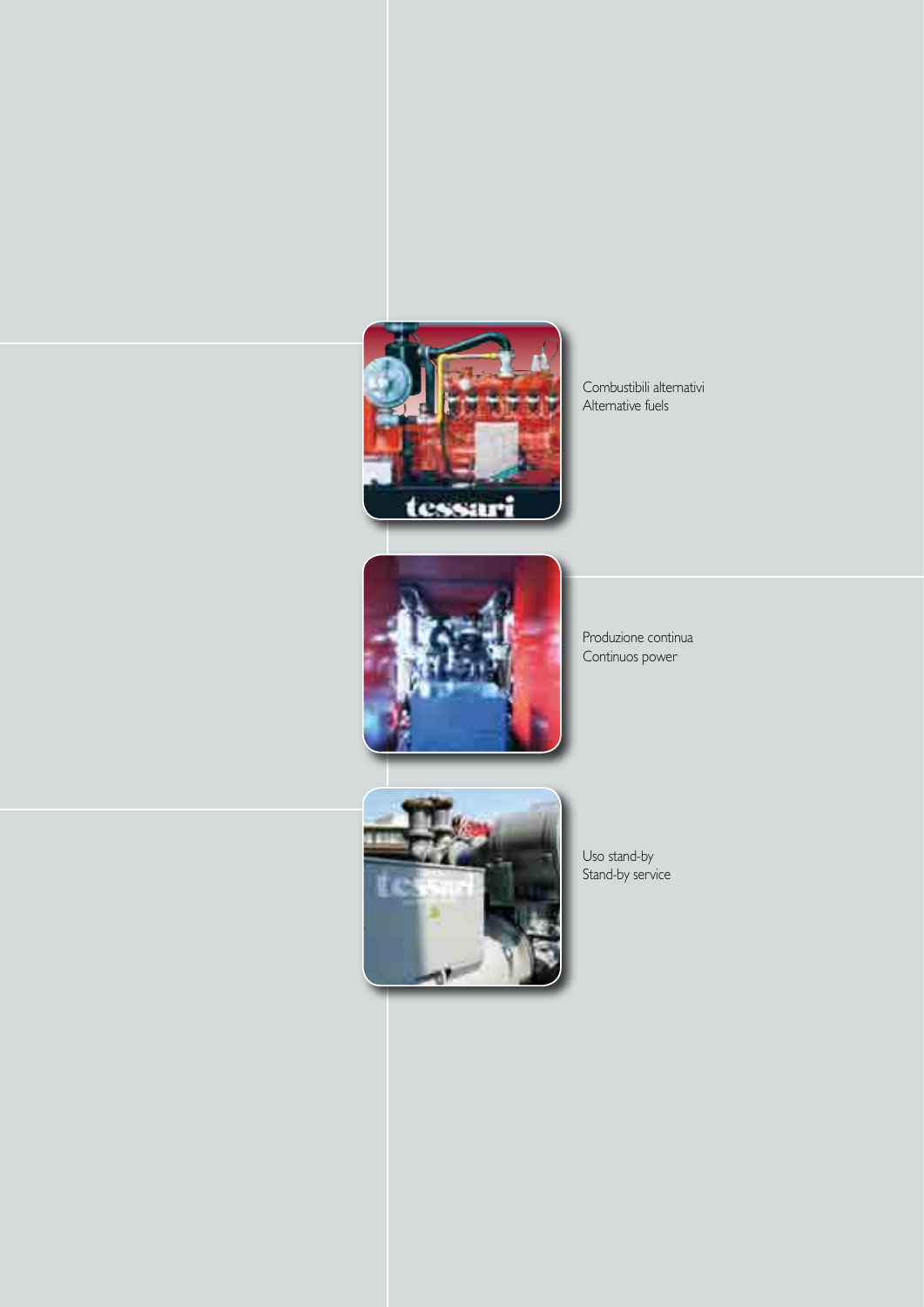Combustibili alternativi
Alternative fuels

Produzione continua
Continuos power

Uso stand-by
Stand-by service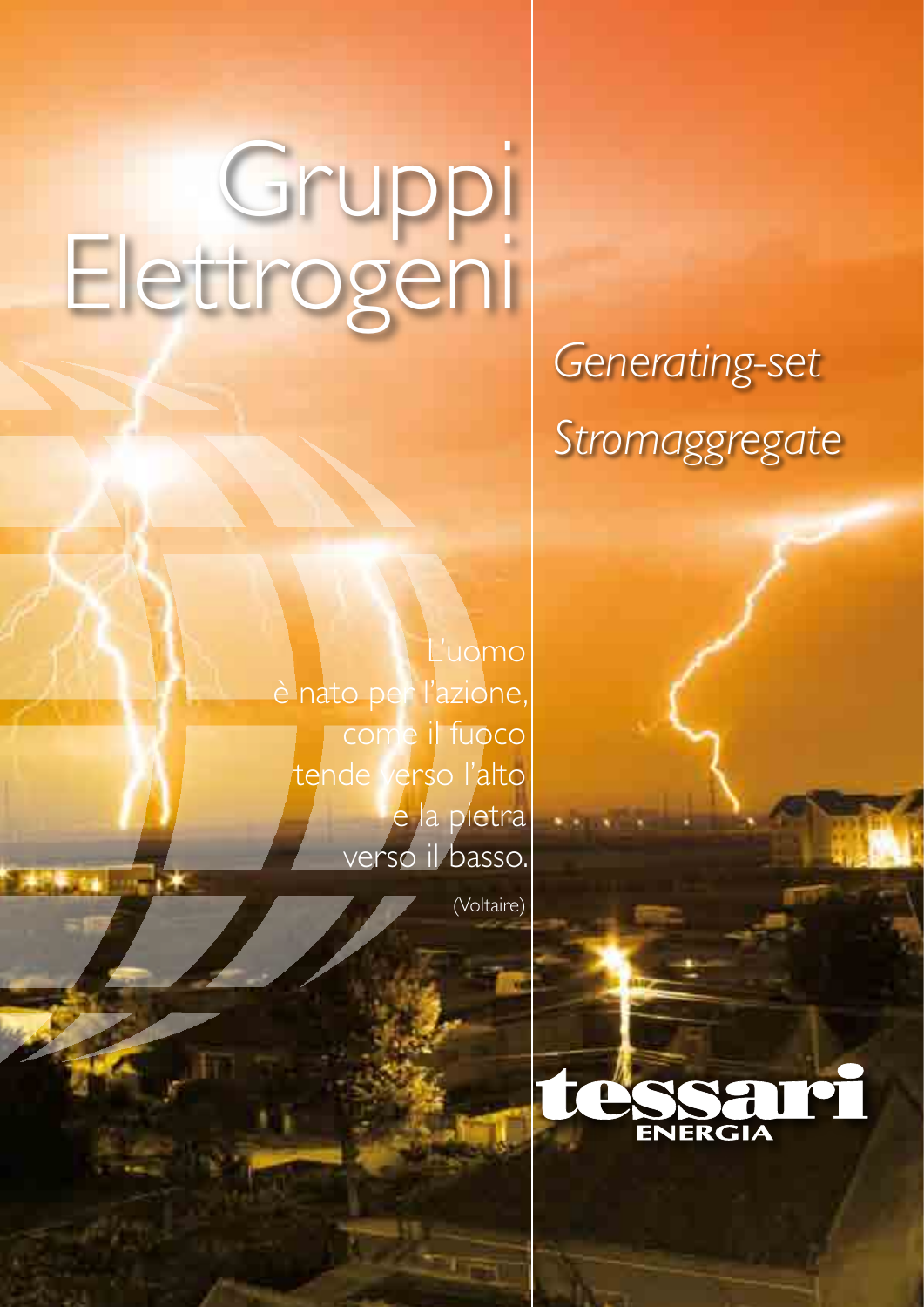# Gruppi Elettrogeni

*Generating-set*

*Stromaggregate*

L'uomo
è nato per l'azione,
come il fuoco
tende verso l'alto
e la pietra
verso il basso.

(Voltaire)

tessari
ENERGIA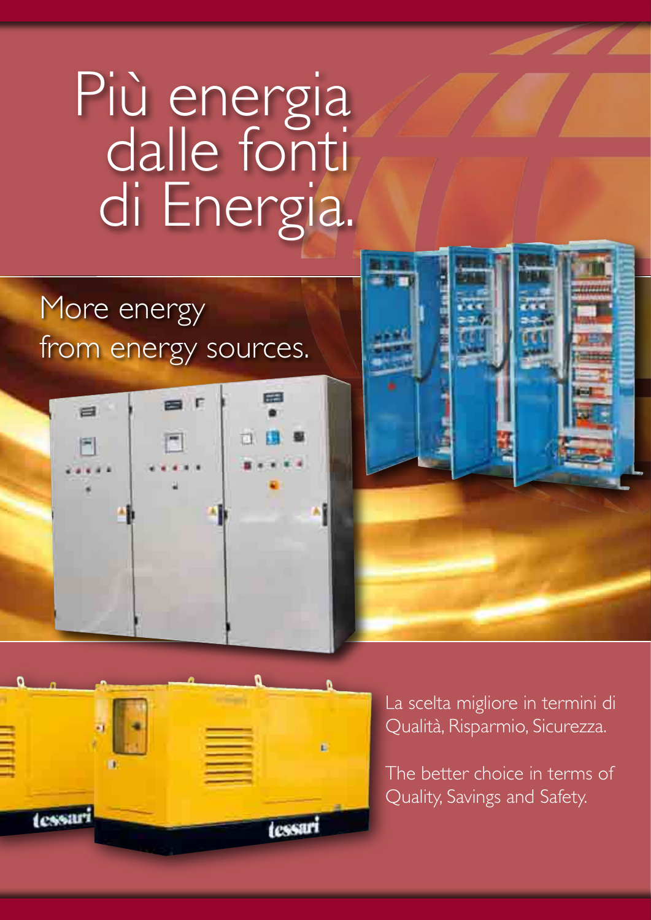# Più energia dalle fonti di Energia.

## More energy from energy sources.

La scelta migliore in termini di Qualità, Risparmio, Sicurezza.

The better choice in terms of Quality, Savings and Safety.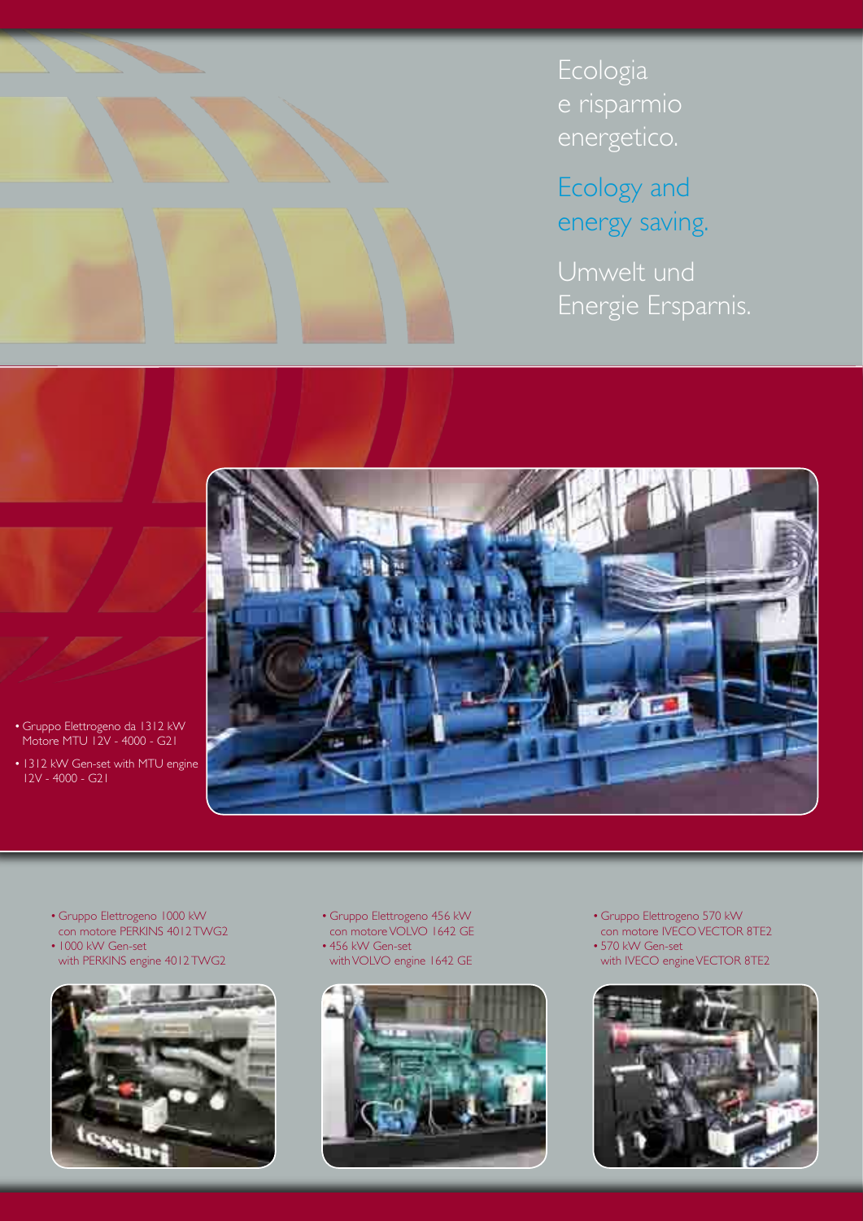# Ecologia e risparmio energetico.

# Ecology and energy saving.

# Umwelt und Energie Ersparnis.

- Gruppo Elettrogeno da 1312 kW Motore MTU 12V - 4000 - G21
- 1312 kW Gen-set with MTU engine 12V - 4000 - G21

- Gruppo Elettrogeno 1000 kW con motore PERKINS 4012 TWG2
- 1000 kW Gen-set with PERKINS engine 4012 TWG2

- Gruppo Elettrogeno 456 kW con motore VOLVO 1642 GE
- 456 kW Gen-set with VOLVO engine 1642 GE

- Gruppo Elettrogeno 570 kW con motore IVECO VECTOR 8TE2
- 570 kW Gen-set with IVECO engine VECTOR 8TE2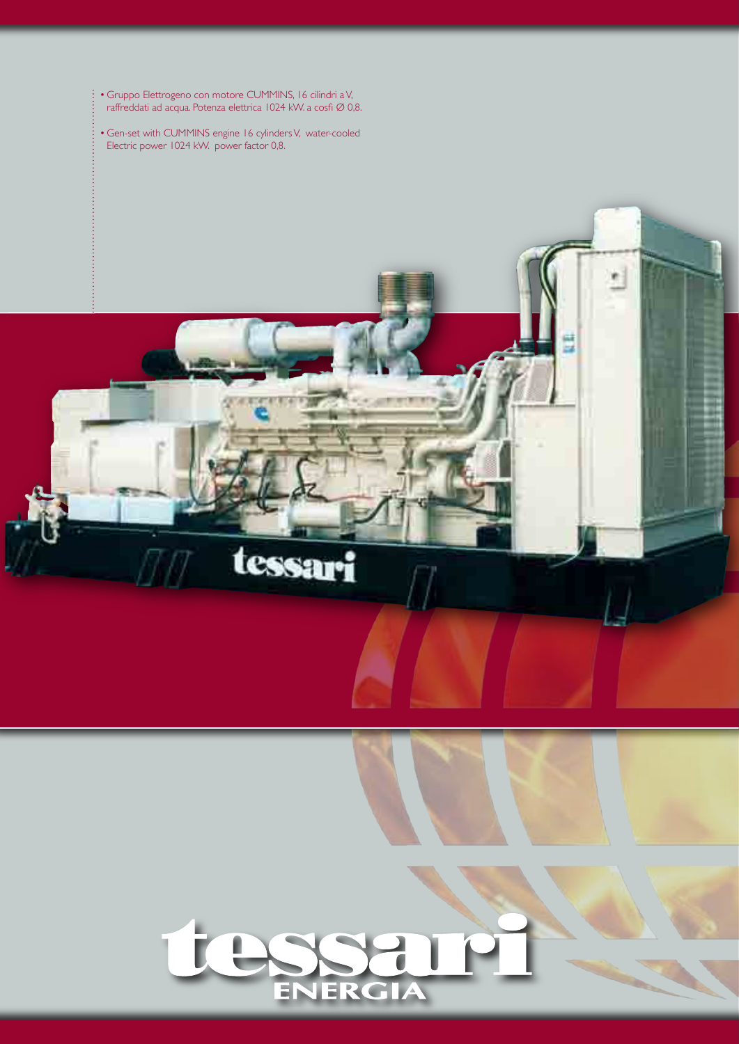- Gruppo Elettrogeno con motore CUMMINS, 16 cilindri a V, raffreddati ad acqua. Potenza elettrica 1024 kW. a cosfi Ø 0,8.

- Gen-set with CUMMINS engine 16 cylinders V, water-cooled Electric power 1024 kW. power factor 0,8.

tessari

tessari ENERGIA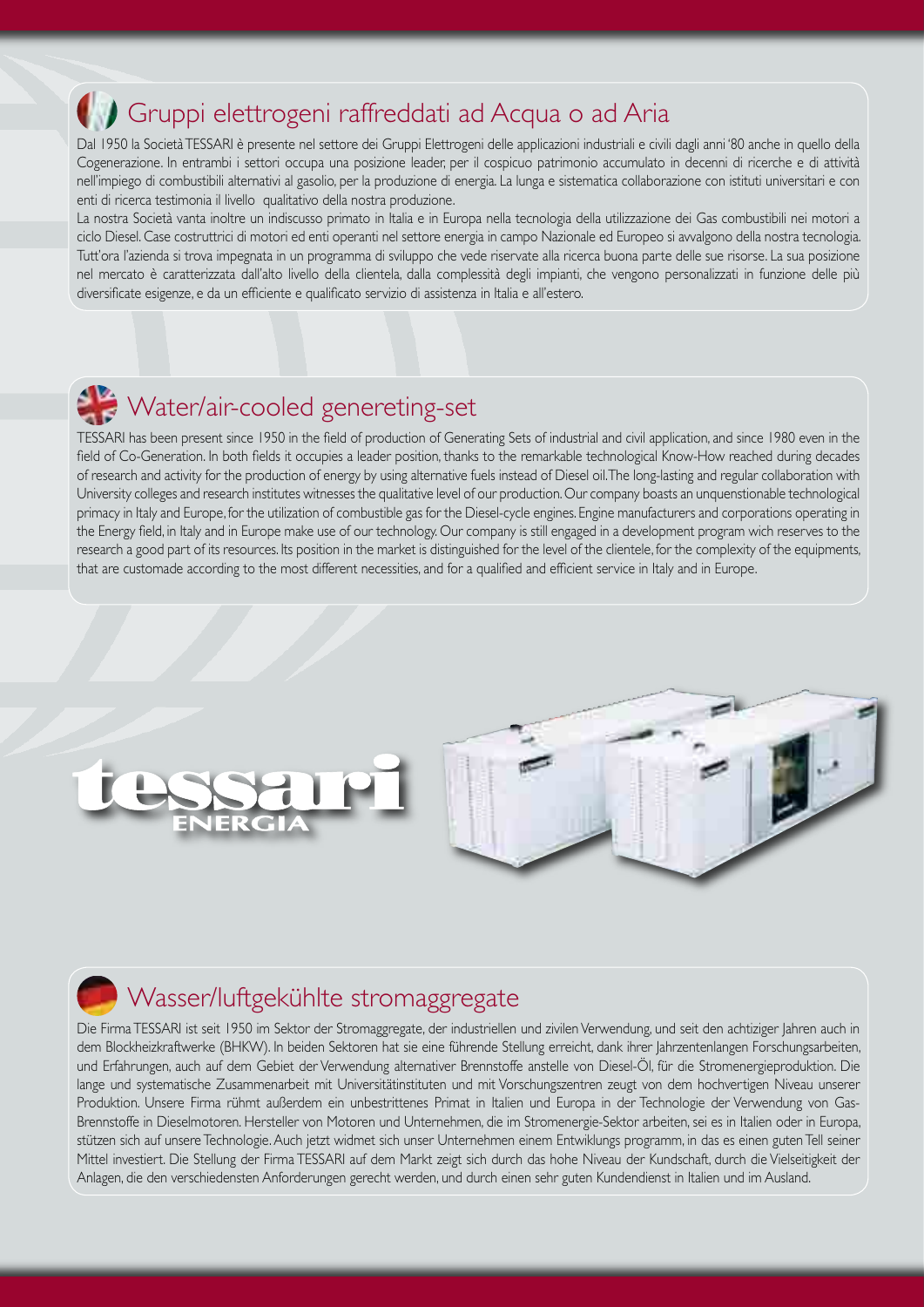## Gruppi elettrogeni raffreddati ad Acqua o ad Aria

Dal 1950 la Società TESSARI è presente nel settore dei Gruppi Elettrogeni delle applicazioni industriali e civili dagli anni '80 anche in quello della Cogenerazione. In entrambi i settori occupa una posizione leader, per il cospicuo patrimonio accumulato in decenni di ricerche e di attività nell'impiego di combustibili alternativi al gasolio, per la produzione di energia. La lunga e sistematica collaborazione con istituti universitari e con enti di ricerca testimonia il livello qualitativo della nostra produzione.

La nostra Società vanta inoltre un indiscusso primato in Italia e in Europa nella tecnologia della utilizzazione dei Gas combustibili nei motori a ciclo Diesel. Case costruttrici di motori ed enti operanti nel settore energia in campo Nazionale ed Europeo si avvalgono della nostra tecnologia. Tutt'ora l'azienda si trova impegnata in un programma di sviluppo che vede riservate alla ricerca buona parte delle sue risorse. La sua posizione nel mercato è caratterizzata dall'alto livello della clientela, dalla complessità degli impianti, che vengono personalizzati in funzione delle più diversificate esigenze, e da un efficiente e qualificato servizio di assistenza in Italia e all'estero.

## Water/air-cooled genereting-set

TESSARI has been present since 1950 in the field of production of Generating Sets of industrial and civil application, and since 1980 even in the field of Co-Generation. In both fields it occupies a leader position, thanks to the remarkable technological Know-How reached during decades of research and activity for the production of energy by using alternative fuels instead of Diesel oil. The long-lasting and regular collaboration with University colleges and research institutes witnesses the qualitative level of our production. Our company boasts an unquenstionable technological primacy in Italy and Europe, for the utilization of combustible gas for the Diesel-cycle engines. Engine manufacturers and corporations operating in the Energy field, in Italy and in Europe make use of our technology. Our company is still engaged in a development program wich reserves to the research a good part of its resources. Its position in the market is distinguished for the level of the clientele, for the complexity of the equipments, that are customade according to the most different necessities, and for a qualified and efficient service in Italy and in Europe.

tessari ENERGIA

## Wasser/luftgekühlte stromaggregate

Die Firma TESSARI ist seit 1950 im Sektor der Stromaggregate, der industriellen und zivilen Verwendung, und seit den achtziger Jahren auch in dem Blockheizkraftwerke (BHKW). In beiden Sektoren hat sie eine führende Stellung erreicht, dank ihrer Jahrzentenlangen Forschungsarbeiten, und Erfahrungen, auch auf dem Gebiet der Verwendung alternativer Brennstoffe anstelle von Diesel-Öl, für die Stromenergieproduktion. Die lange und systematische Zusammenarbeit mit Universitätinstituten und mit Vorschungszentren zeugt von dem hochvertigen Niveau unserer Produktion. Unsere Firma rühmt außerdem ein unbestrittenes Primat in Italien und Europa in der Technologie der Verwendung von Gas-Brennstoffe in Dieselmotoren. Hersteller von Motoren und Unternehmen, die im Stromenergie-Sektor arbeiten, sei es in Italien oder in Europa, stützen sich auf unsere Technologie. Auch jetzt widmet sich unser Unternehmen einem Entwiklungs programm, in das es einen guten Tell seiner Mittel investiert. Die Stellung der Firma TESSARI auf dem Markt zeigt sich durch das hohe Niveau der Kundschaft, durch die Vielseitigkeit der Anlagen, die den verschiedensten Anforderungen gerecht werden, und durch einen sehr guten Kundendienst in Italien und im Ausland.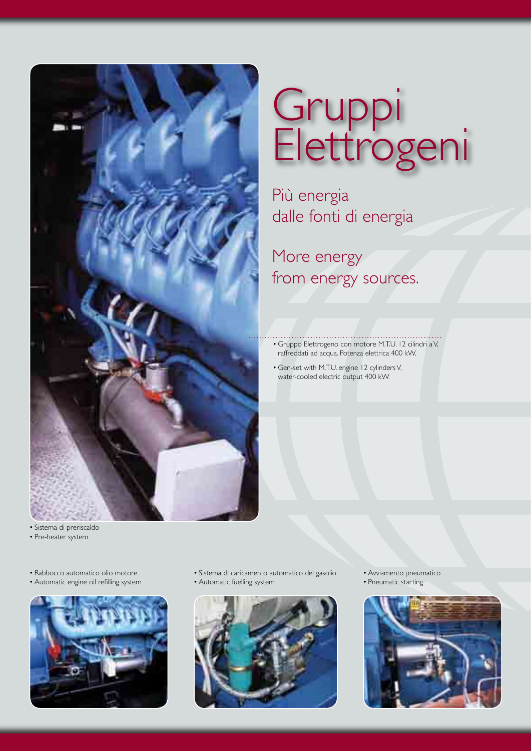# Gruppi Elettrogeni

Più energia
dalle fonti di energia

More energy
from energy sources.

- Gruppo Elettrogeno con motore M.T.U. 12 cilindri a V, raffreddati ad acqua. Potenza elettrica 400 kW.
- Gen-set with M.T.U. engine 12 cylinders V, water-cooled electric output 400 kW.

- Sistema di preriscaldo
- Pre-heater system

- Rabbocco automatico olio motore
- Automatic engine oil refilling system

- Sistema di caricamento automatico del gasolio
- Automatic fuelling system

- Avviamento pneumatico
- Pneumatic starting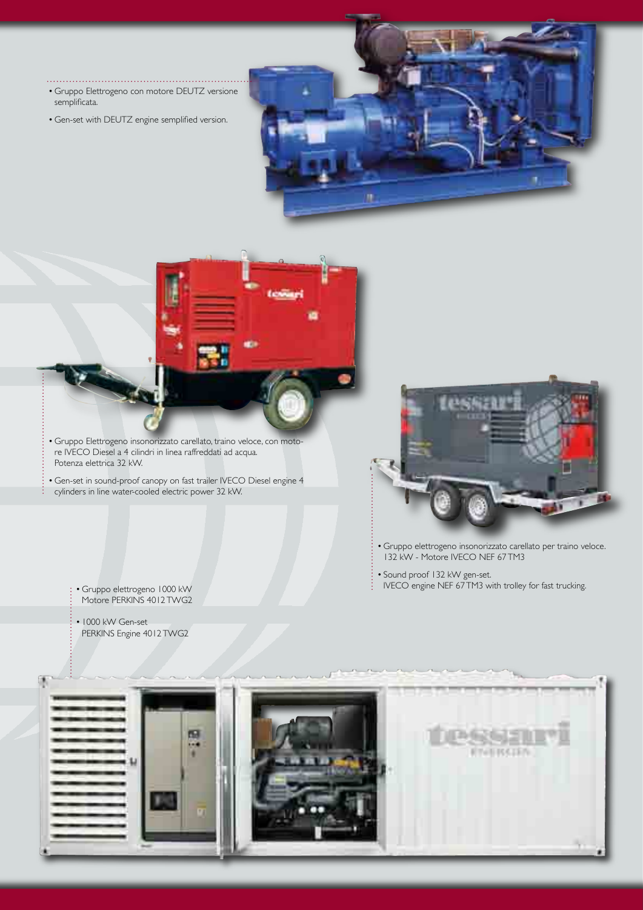- Gruppo Elettrogeno con motore DEUTZ versione semplificata.
- Gen-set with DEUTZ engine semplified version.

- Gruppo Elettrogeno insonorizzato carellato, traino veloce, con motore IVECO Diesel a 4 cilindri in linea raffreddati ad acqua. Potenza elettrica 32 kW.
- Gen-set in sound-proof canopy on fast trailer IVECO Diesel engine 4 cylinders in line water-cooled electric power 32 kW.

- Gruppo elettrogeno insonorizzato carellato per traino veloce. 132 kW - Motore IVECO NEF 67TM3
- Sound proof 132 kW gen-set. IVECO engine NEF 67TM3 with trolley for fast trucking.

- Gruppo elettrogeno 1000 kW Motore PERKINS 4012TWG2
- 1000 kW Gen-set PERKINS Engine 4012TWG2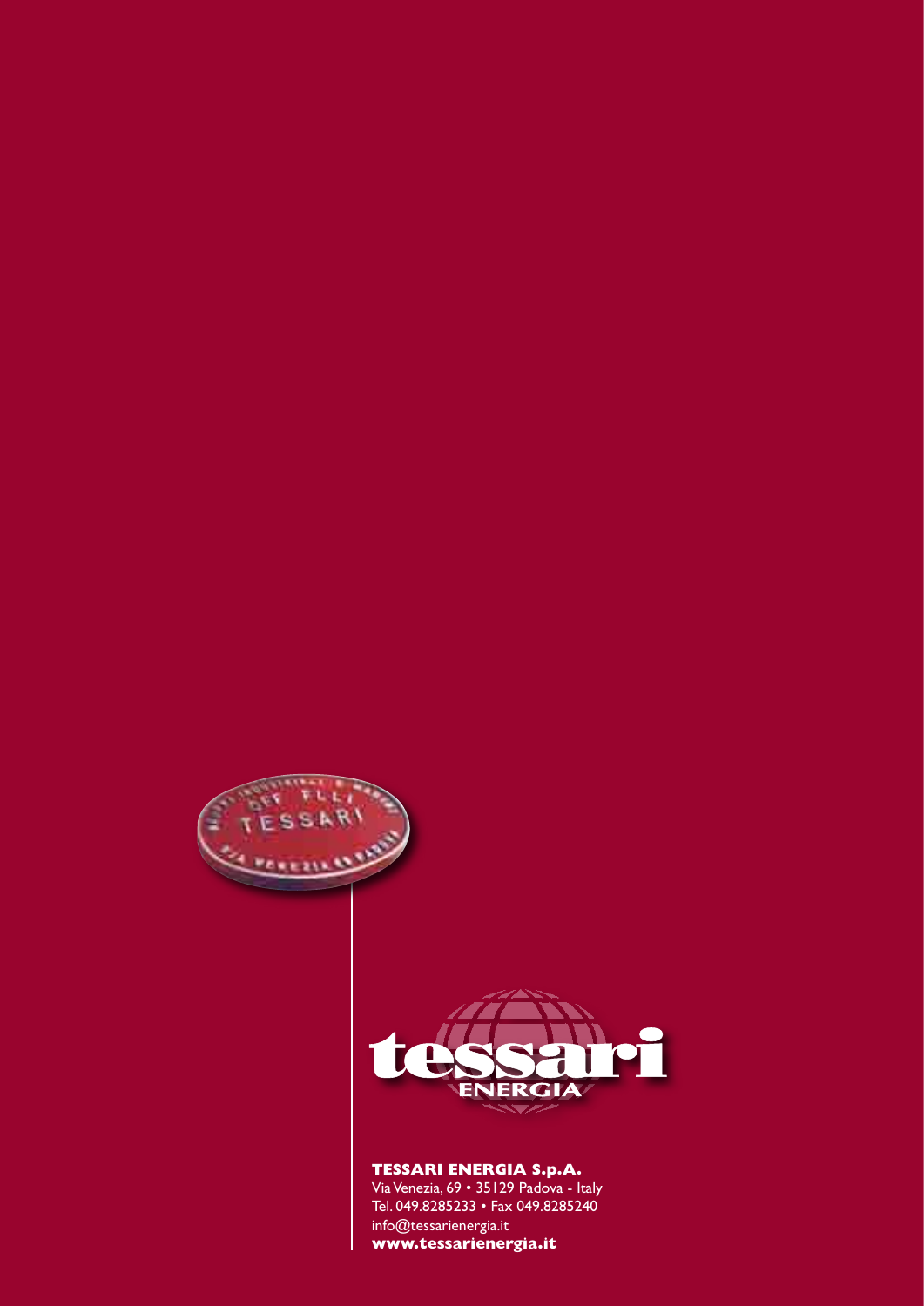**TESSARI ENERGIA S.p.A.**
Via Venezia, 69 • 35129 Padova - Italy
Tel. 049.8285233 • Fax 049.8285240
info@tessarienergia.it
**www.tessarienergia.it**